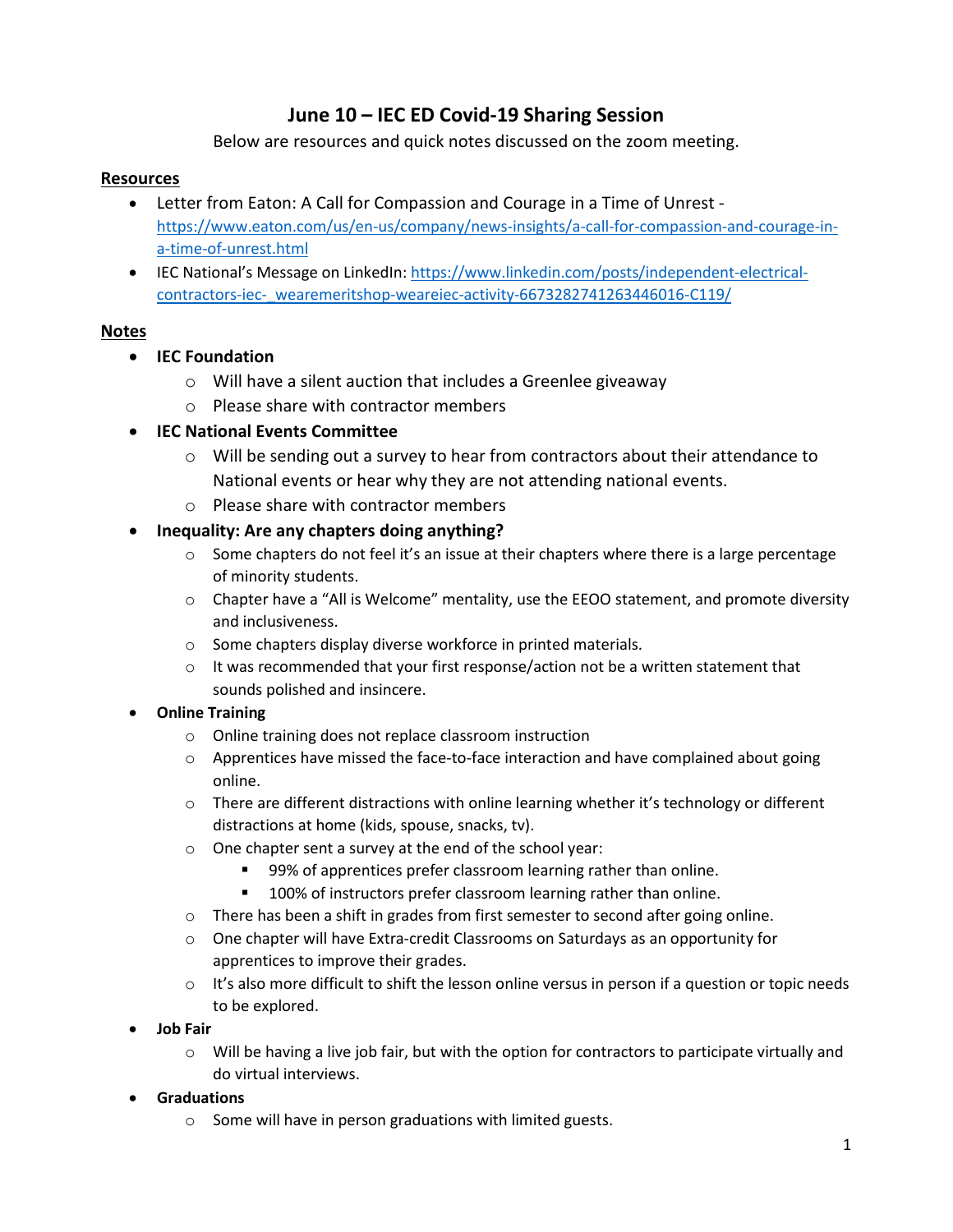# June 10 – IEC ED Covid-19 Sharing Session

Below are resources and quick notes discussed on the zoom meeting.

## Resources

- Letter from Eaton: A Call for Compassion and Courage in a Time of Unrest - https://www.eaton.com/us/en-us/company/news-insights/a-call-for-compassion-and-courage-in-a-time-of-unrest.html
- IEC National's Message on LinkedIn: https://www.linkedin.com/posts/independent-electrical-contractors-iec-_wearemeritshop-weareiec-activity-6673282741263446016-C119/

## Notes

- **IEC Foundation**
  - Will have a silent auction that includes a Greenlee giveaway
  - Please share with contractor members
- **IEC National Events Committee**
  - Will be sending out a survey to hear from contractors about their attendance to National events or hear why they are not attending national events.
  - Please share with contractor members
- **Inequality: Are any chapters doing anything?**
  - Some chapters do not feel it's an issue at their chapters where there is a large percentage of minority students.
  - Chapter have a "All is Welcome" mentality, use the EEOO statement, and promote diversity and inclusiveness.
  - Some chapters display diverse workforce in printed materials.
  - It was recommended that your first response/action not be a written statement that sounds polished and insincere.
- **Online Training**
  - Online training does not replace classroom instruction
  - Apprentices have missed the face-to-face interaction and have complained about going online.
  - There are different distractions with online learning whether it's technology or different distractions at home (kids, spouse, snacks, tv).
  - One chapter sent a survey at the end of the school year:
    - 99% of apprentices prefer classroom learning rather than online.
    - 100% of instructors prefer classroom learning rather than online.
  - There has been a shift in grades from first semester to second after going online.
  - One chapter will have Extra-credit Classrooms on Saturdays as an opportunity for apprentices to improve their grades.
  - It's also more difficult to shift the lesson online versus in person if a question or topic needs to be explored.
- **Job Fair**
  - Will be having a live job fair, but with the option for contractors to participate virtually and do virtual interviews.
- **Graduations**
  - Some will have in person graduations with limited guests.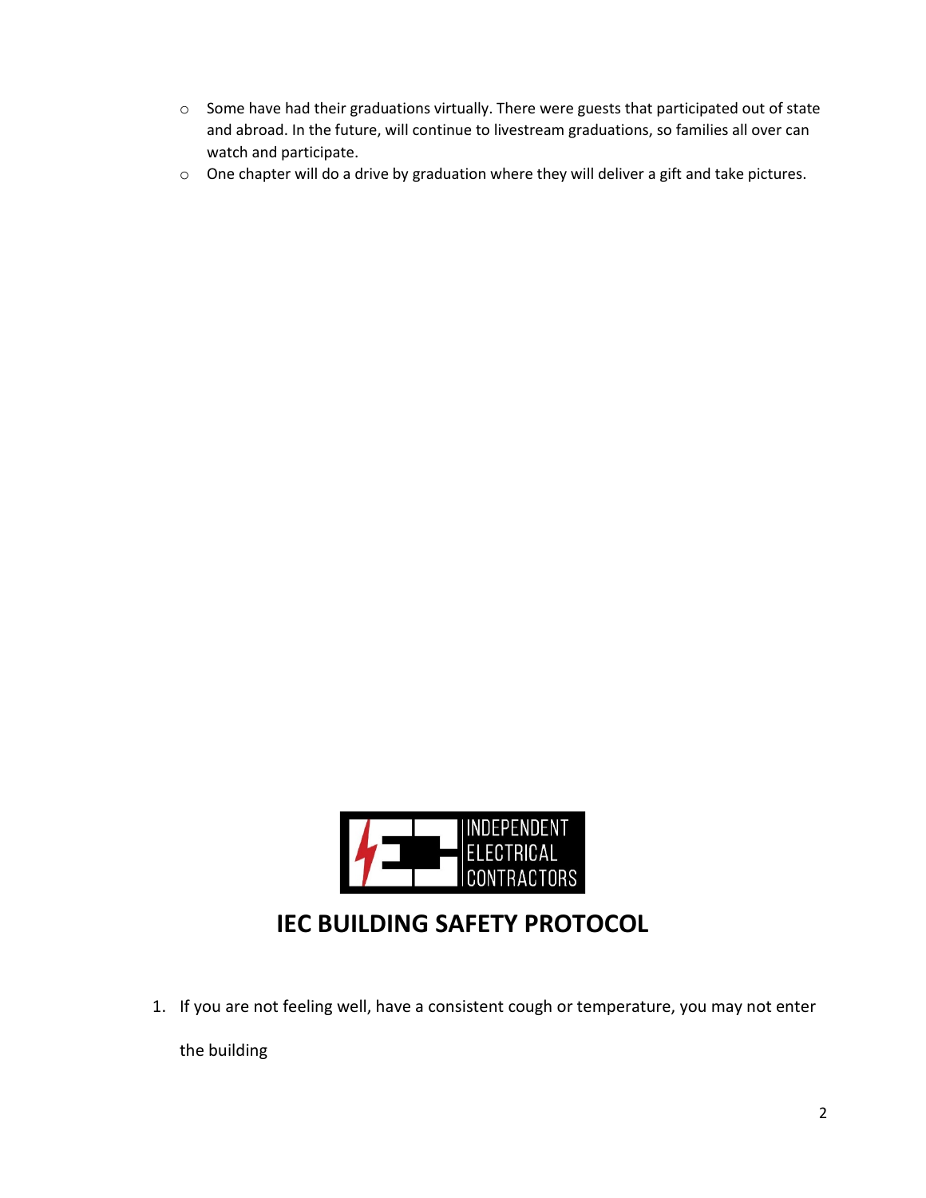- Some have had their graduations virtually. There were guests that participated out of state and abroad. In the future, will continue to livestream graduations, so families all over can watch and participate.
- One chapter will do a drive by graduation where they will deliver a gift and take pictures.

INDEPENDENT ELECTRICAL CONTRACTORS

## IEC BUILDING SAFETY PROTOCOL

1. If you are not feeling well, have a consistent cough or temperature, you may not enter the building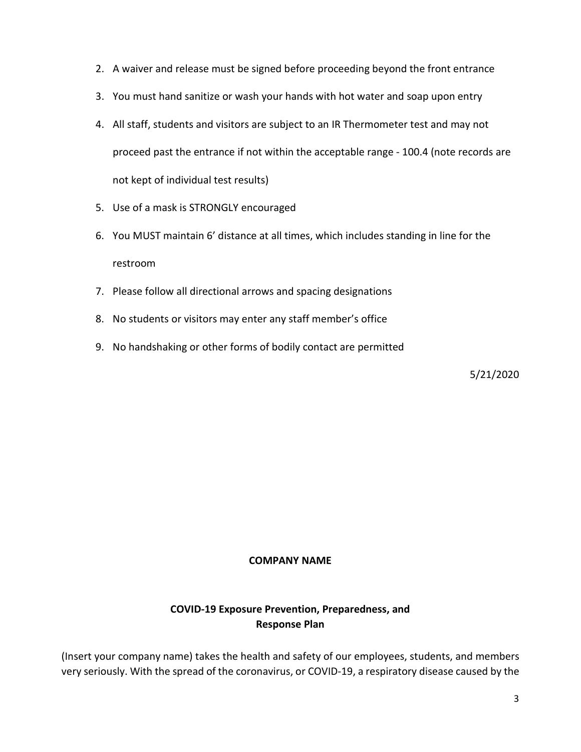2. A waiver and release must be signed before proceeding beyond the front entrance
3. You must hand sanitize or wash your hands with hot water and soap upon entry
4. All staff, students and visitors are subject to an IR Thermometer test and may not proceed past the entrance if not within the acceptable range - 100.4 (note records are not kept of individual test results)
5. Use of a mask is STRONGLY encouraged
6. You MUST maintain 6' distance at all times, which includes standing in line for the restroom
7. Please follow all directional arrows and spacing designations
8. No students or visitors may enter any staff member's office
9. No handshaking or other forms of bodily contact are permitted

5/21/2020

**COMPANY NAME**

**COVID-19 Exposure Prevention, Preparedness, and Response Plan**

(Insert your company name) takes the health and safety of our employees, students, and members very seriously. With the spread of the coronavirus, or COVID-19, a respiratory disease caused by the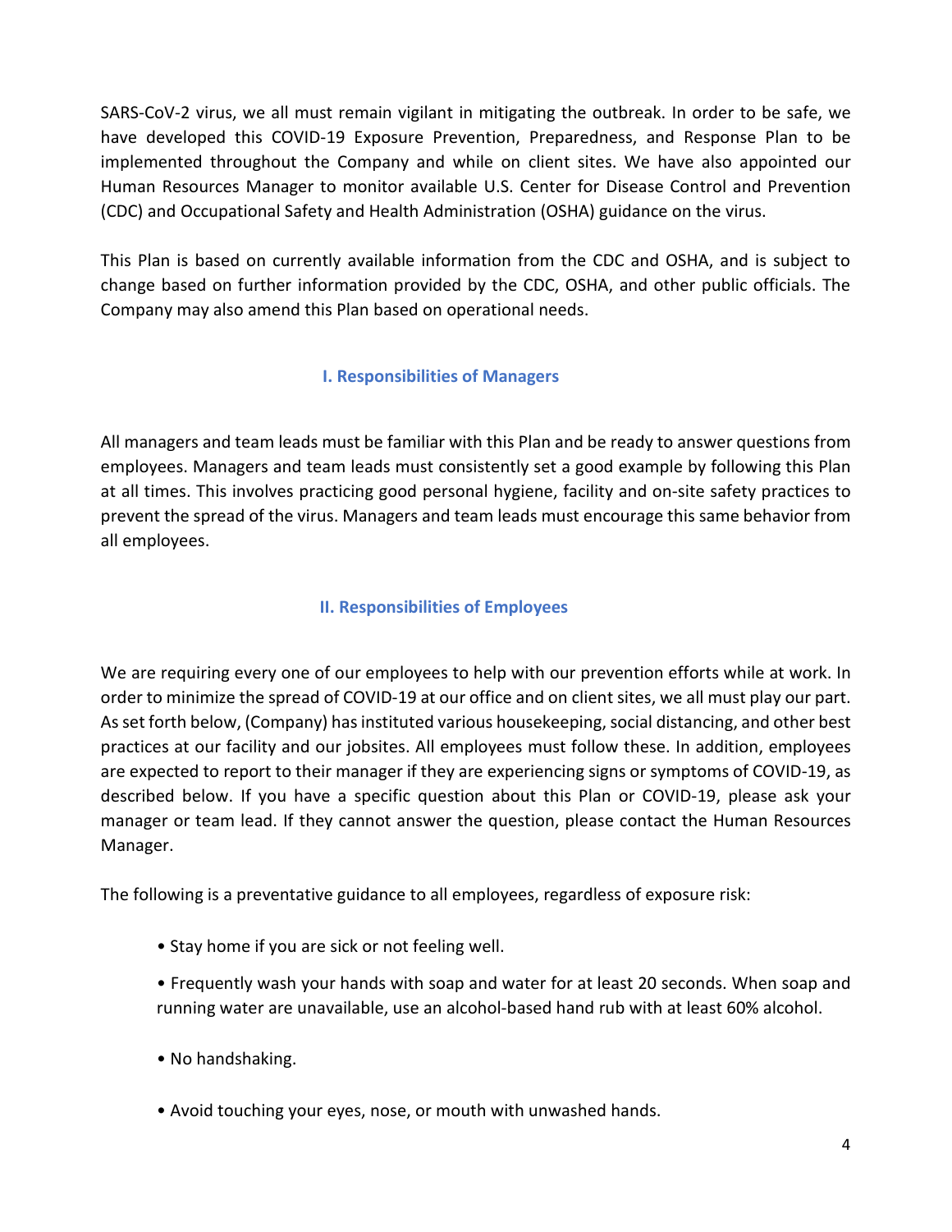SARS-CoV-2 virus, we all must remain vigilant in mitigating the outbreak. In order to be safe, we have developed this COVID-19 Exposure Prevention, Preparedness, and Response Plan to be implemented throughout the Company and while on client sites. We have also appointed our Human Resources Manager to monitor available U.S. Center for Disease Control and Prevention (CDC) and Occupational Safety and Health Administration (OSHA) guidance on the virus.

This Plan is based on currently available information from the CDC and OSHA, and is subject to change based on further information provided by the CDC, OSHA, and other public officials. The Company may also amend this Plan based on operational needs.

## I. Responsibilities of Managers

All managers and team leads must be familiar with this Plan and be ready to answer questions from employees. Managers and team leads must consistently set a good example by following this Plan at all times. This involves practicing good personal hygiene, facility and on-site safety practices to prevent the spread of the virus. Managers and team leads must encourage this same behavior from all employees.

## II. Responsibilities of Employees

We are requiring every one of our employees to help with our prevention efforts while at work. In order to minimize the spread of COVID-19 at our office and on client sites, we all must play our part. As set forth below, (Company) has instituted various housekeeping, social distancing, and other best practices at our facility and our jobsites. All employees must follow these. In addition, employees are expected to report to their manager if they are experiencing signs or symptoms of COVID-19, as described below. If you have a specific question about this Plan or COVID-19, please ask your manager or team lead. If they cannot answer the question, please contact the Human Resources Manager.

The following is a preventative guidance to all employees, regardless of exposure risk:

- Stay home if you are sick or not feeling well.
- Frequently wash your hands with soap and water for at least 20 seconds. When soap and running water are unavailable, use an alcohol-based hand rub with at least 60% alcohol.
- No handshaking.
- Avoid touching your eyes, nose, or mouth with unwashed hands.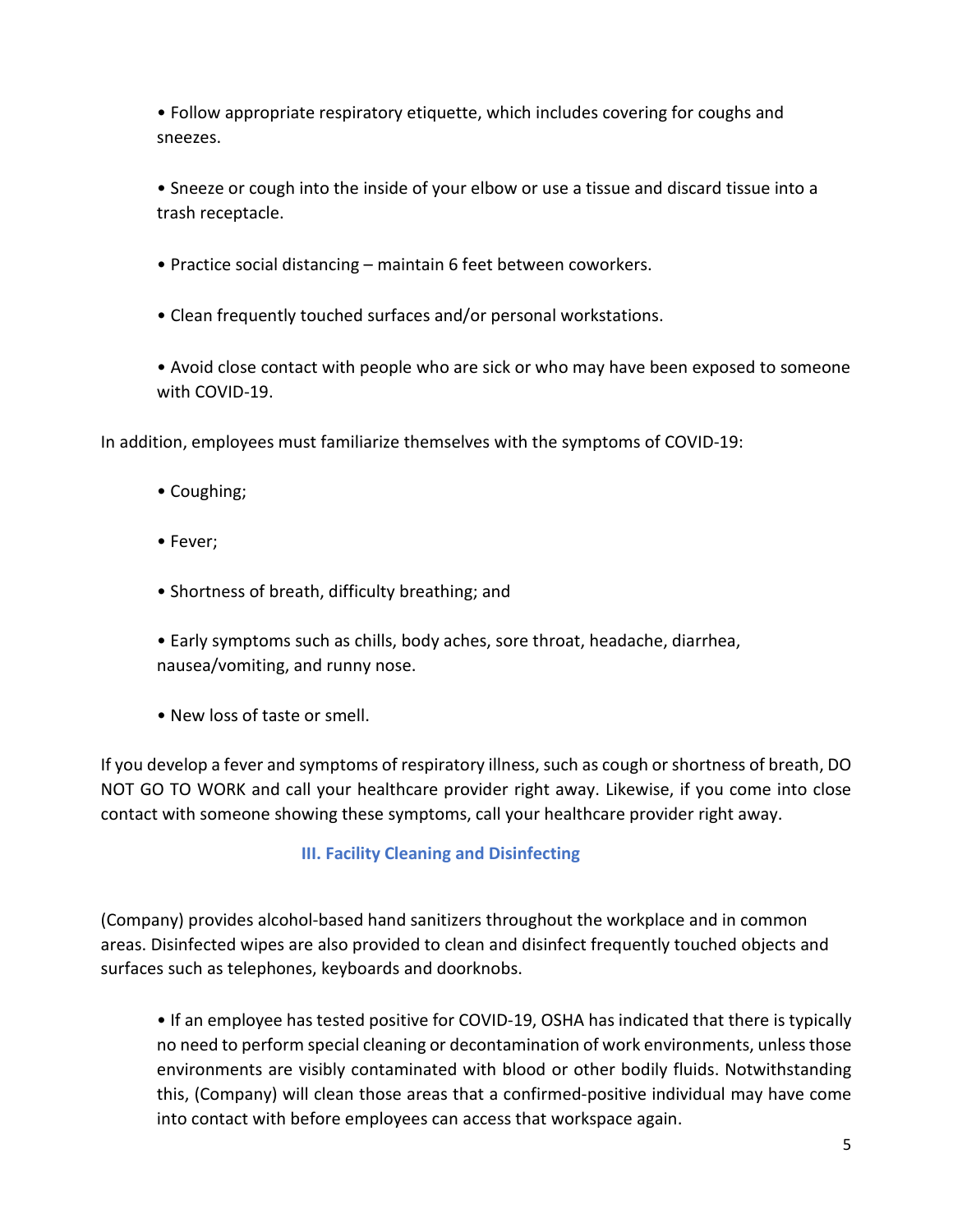- Follow appropriate respiratory etiquette, which includes covering for coughs and sneezes.

- Sneeze or cough into the inside of your elbow or use a tissue and discard tissue into a trash receptacle.

- Practice social distancing – maintain 6 feet between coworkers.

- Clean frequently touched surfaces and/or personal workstations.

- Avoid close contact with people who are sick or who may have been exposed to someone with COVID-19.

In addition, employees must familiarize themselves with the symptoms of COVID-19:

- Coughing;

- Fever;

- Shortness of breath, difficulty breathing; and

- Early symptoms such as chills, body aches, sore throat, headache, diarrhea, nausea/vomiting, and runny nose.

- New loss of taste or smell.

If you develop a fever and symptoms of respiratory illness, such as cough or shortness of breath, DO NOT GO TO WORK and call your healthcare provider right away. Likewise, if you come into close contact with someone showing these symptoms, call your healthcare provider right away.

## III. Facility Cleaning and Disinfecting

(Company) provides alcohol-based hand sanitizers throughout the workplace and in common areas. Disinfected wipes are also provided to clean and disinfect frequently touched objects and surfaces such as telephones, keyboards and doorknobs.

- If an employee has tested positive for COVID-19, OSHA has indicated that there is typically no need to perform special cleaning or decontamination of work environments, unless those environments are visibly contaminated with blood or other bodily fluids. Notwithstanding this, (Company) will clean those areas that a confirmed-positive individual may have come into contact with before employees can access that workspace again.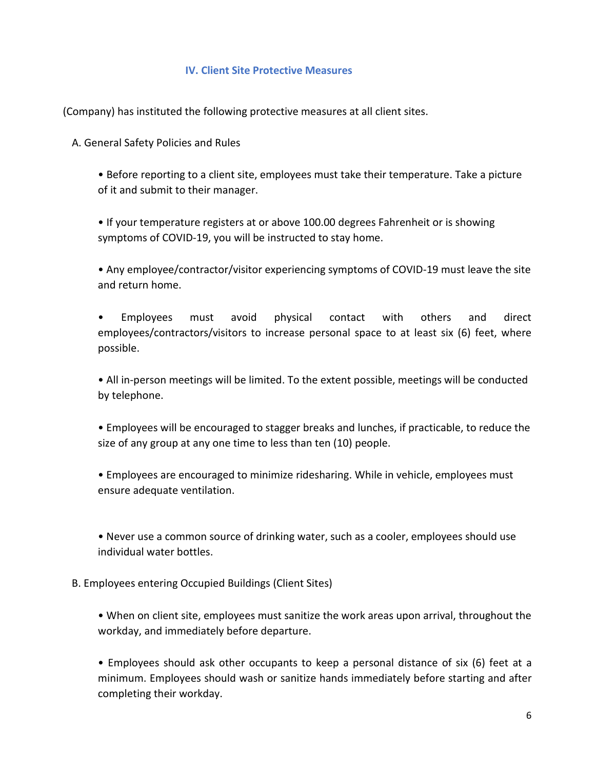## IV. Client Site Protective Measures

(Company) has instituted the following protective measures at all client sites.

A. General Safety Policies and Rules

- Before reporting to a client site, employees must take their temperature. Take a picture of it and submit to their manager.

- If your temperature registers at or above 100.00 degrees Fahrenheit or is showing symptoms of COVID-19, you will be instructed to stay home.

- Any employee/contractor/visitor experiencing symptoms of COVID-19 must leave the site and return home.

- Employees must avoid physical contact with others and direct employees/contractors/visitors to increase personal space to at least six (6) feet, where possible.

- All in-person meetings will be limited. To the extent possible, meetings will be conducted by telephone.

- Employees will be encouraged to stagger breaks and lunches, if practicable, to reduce the size of any group at any one time to less than ten (10) people.

- Employees are encouraged to minimize ridesharing. While in vehicle, employees must ensure adequate ventilation.

- Never use a common source of drinking water, such as a cooler, employees should use individual water bottles.

B. Employees entering Occupied Buildings (Client Sites)

- When on client site, employees must sanitize the work areas upon arrival, throughout the workday, and immediately before departure.

- Employees should ask other occupants to keep a personal distance of six (6) feet at a minimum. Employees should wash or sanitize hands immediately before starting and after completing their workday.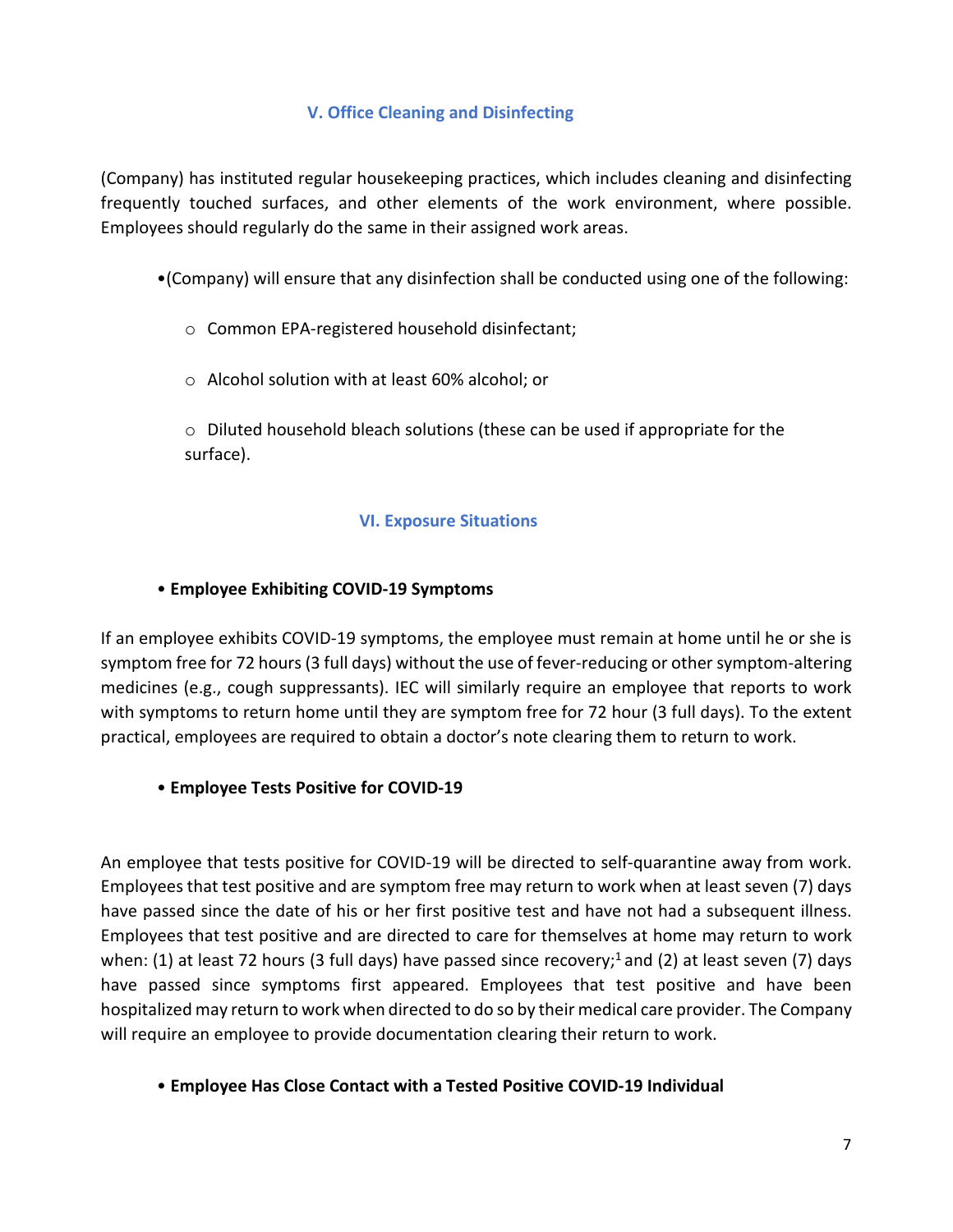## V. Office Cleaning and Disinfecting

(Company) has instituted regular housekeeping practices, which includes cleaning and disinfecting frequently touched surfaces, and other elements of the work environment, where possible. Employees should regularly do the same in their assigned work areas.

- (Company) will ensure that any disinfection shall be conducted using one of the following:
  - Common EPA-registered household disinfectant;
  - Alcohol solution with at least 60% alcohol; or
  - Diluted household bleach solutions (these can be used if appropriate for the surface).

## VI. Exposure Situations

- **Employee Exhibiting COVID-19 Symptoms**

If an employee exhibits COVID-19 symptoms, the employee must remain at home until he or she is symptom free for 72 hours (3 full days) without the use of fever-reducing or other symptom-altering medicines (e.g., cough suppressants). IEC will similarly require an employee that reports to work with symptoms to return home until they are symptom free for 72 hour (3 full days). To the extent practical, employees are required to obtain a doctor's note clearing them to return to work.

- **Employee Tests Positive for COVID-19**

An employee that tests positive for COVID-19 will be directed to self-quarantine away from work. Employees that test positive and are symptom free may return to work when at least seven (7) days have passed since the date of his or her first positive test and have not had a subsequent illness. Employees that test positive and are directed to care for themselves at home may return to work when: (1) at least 72 hours (3 full days) have passed since recovery;[1] and (2) at least seven (7) days have passed since symptoms first appeared. Employees that test positive and have been hospitalized may return to work when directed to do so by their medical care provider. The Company will require an employee to provide documentation clearing their return to work.

- **Employee Has Close Contact with a Tested Positive COVID-19 Individual**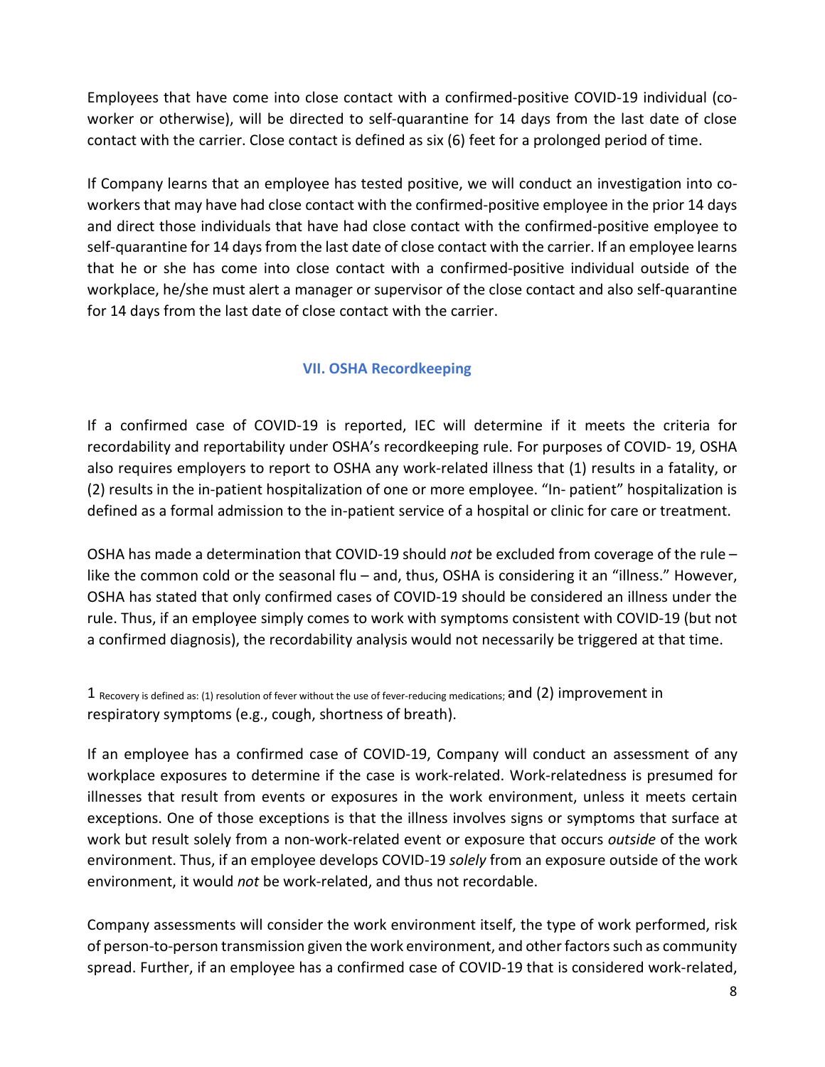Employees that have come into close contact with a confirmed-positive COVID-19 individual (co-worker or otherwise), will be directed to self-quarantine for 14 days from the last date of close contact with the carrier. Close contact is defined as six (6) feet for a prolonged period of time.

If Company learns that an employee has tested positive, we will conduct an investigation into co-workers that may have had close contact with the confirmed-positive employee in the prior 14 days and direct those individuals that have had close contact with the confirmed-positive employee to self-quarantine for 14 days from the last date of close contact with the carrier. If an employee learns that he or she has come into close contact with a confirmed-positive individual outside of the workplace, he/she must alert a manager or supervisor of the close contact and also self-quarantine for 14 days from the last date of close contact with the carrier.

## VII. OSHA Recordkeeping

If a confirmed case of COVID-19 is reported, IEC will determine if it meets the criteria for recordability and reportability under OSHA's recordkeeping rule. For purposes of COVID- 19, OSHA also requires employers to report to OSHA any work-related illness that (1) results in a fatality, or (2) results in the in-patient hospitalization of one or more employee. "In- patient" hospitalization is defined as a formal admission to the in-patient service of a hospital or clinic for care or treatment.

OSHA has made a determination that COVID-19 should *not* be excluded from coverage of the rule – like the common cold or the seasonal flu – and, thus, OSHA is considering it an "illness." However, OSHA has stated that only confirmed cases of COVID-19 should be considered an illness under the rule. Thus, if an employee simply comes to work with symptoms consistent with COVID-19 (but not a confirmed diagnosis), the recordability analysis would not necessarily be triggered at that time.

1 Recovery is defined as: (1) resolution of fever without the use of fever-reducing medications; and (2) improvement in respiratory symptoms (e.g., cough, shortness of breath).

If an employee has a confirmed case of COVID-19, Company will conduct an assessment of any workplace exposures to determine if the case is work-related. Work-relatedness is presumed for illnesses that result from events or exposures in the work environment, unless it meets certain exceptions. One of those exceptions is that the illness involves signs or symptoms that surface at work but result solely from a non-work-related event or exposure that occurs *outside* of the work environment. Thus, if an employee develops COVID-19 *solely* from an exposure outside of the work environment, it would *not* be work-related, and thus not recordable.

Company assessments will consider the work environment itself, the type of work performed, risk of person-to-person transmission given the work environment, and other factors such as community spread. Further, if an employee has a confirmed case of COVID-19 that is considered work-related,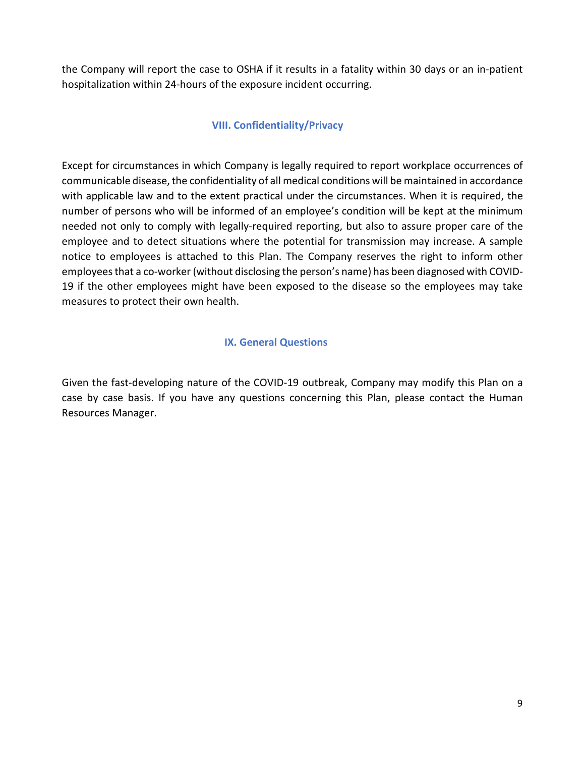the Company will report the case to OSHA if it results in a fatality within 30 days or an in-patient hospitalization within 24-hours of the exposure incident occurring.

## VIII. Confidentiality/Privacy

Except for circumstances in which Company is legally required to report workplace occurrences of communicable disease, the confidentiality of all medical conditions will be maintained in accordance with applicable law and to the extent practical under the circumstances. When it is required, the number of persons who will be informed of an employee's condition will be kept at the minimum needed not only to comply with legally-required reporting, but also to assure proper care of the employee and to detect situations where the potential for transmission may increase. A sample notice to employees is attached to this Plan. The Company reserves the right to inform other employees that a co-worker (without disclosing the person's name) has been diagnosed with COVID-19 if the other employees might have been exposed to the disease so the employees may take measures to protect their own health.

## IX. General Questions

Given the fast-developing nature of the COVID-19 outbreak, Company may modify this Plan on a case by case basis. If you have any questions concerning this Plan, please contact the Human Resources Manager.